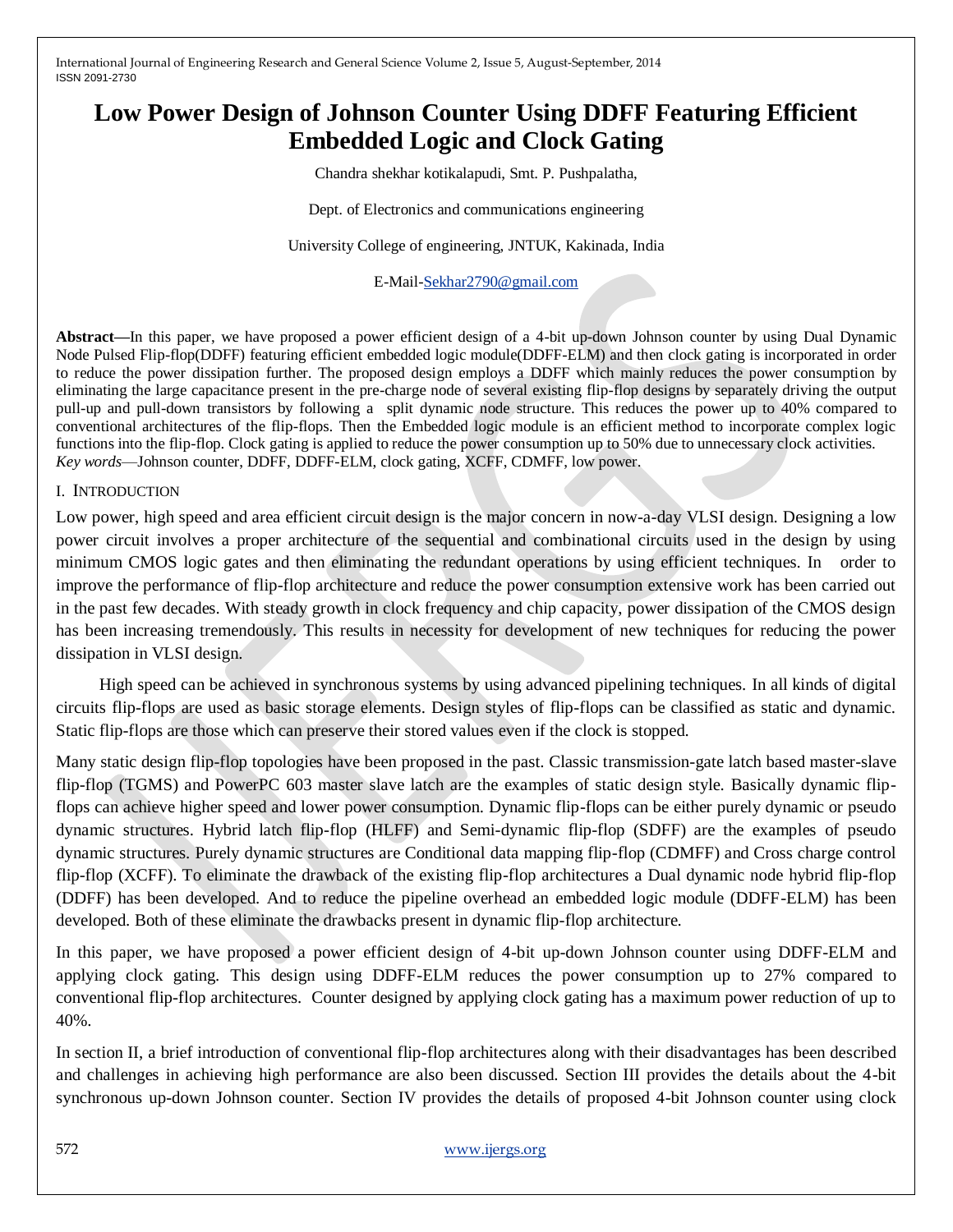# Low Power Design of Johnson Counter Using DDFF Featuring Efficient Embedded Logic and Clock Gating

Chandra shekhar kotikalapudi, Smt. P. Pushpalatha,

Dept. of Electronics and communications engineering

University College of engineering, JNTUK, Kakinada, India

E-Mail-Sekhar2790@gmail.com

**Abstract**—In this paper, we have proposed a power efficient design of a 4-bit up-down Johnson counter by using Dual Dynamic Node Pulsed Flip-flop(DDFF) featuring efficient embedded logic module(DDFF-ELM) and then clock gating is incorporated in order to reduce the power dissipation further. The proposed design employs a DDFF which mainly reduces the power consumption by eliminating the large capacitance present in the pre-charge node of several existing flip-flop designs by separately driving the output pull-up and pull-down transistors by following a split dynamic node structure. This reduces the power up to 40% compared to conventional architectures of the flip-flops. Then the Embedded logic module is an efficient method to incorporate complex logic functions into the flip-flop. Clock gating is applied to reduce the power consumption up to 50% due to unnecessary clock activities.

*Key words*—Johnson counter, DDFF, DDFF-ELM, clock gating, XCFF, CDMFF, low power.

## I. INTRODUCTION

Low power, high speed and area efficient circuit design is the major concern in now-a-day VLSI design. Designing a low power circuit involves a proper architecture of the sequential and combinational circuits used in the design by using minimum CMOS logic gates and then eliminating the redundant operations by using efficient techniques. In order to improve the performance of flip-flop architecture and reduce the power consumption extensive work has been carried out in the past few decades. With steady growth in clock frequency and chip capacity, power dissipation of the CMOS design has been increasing tremendously. This results in necessity for development of new techniques for reducing the power dissipation in VLSI design.

High speed can be achieved in synchronous systems by using advanced pipelining techniques. In all kinds of digital circuits flip-flops are used as basic storage elements. Design styles of flip-flops can be classified as static and dynamic. Static flip-flops are those which can preserve their stored values even if the clock is stopped.

Many static design flip-flop topologies have been proposed in the past. Classic transmission-gate latch based master-slave flip-flop (TGMS) and PowerPC 603 master slave latch are the examples of static design style. Basically dynamic flip-flops can achieve higher speed and lower power consumption. Dynamic flip-flops can be either purely dynamic or pseudo dynamic structures. Hybrid latch flip-flop (HLFF) and Semi-dynamic flip-flop (SDFF) are the examples of pseudo dynamic structures. Purely dynamic structures are Conditional data mapping flip-flop (CDMFF) and Cross charge control flip-flop (XCFF). To eliminate the drawback of the existing flip-flop architectures a Dual dynamic node hybrid flip-flop (DDFF) has been developed. And to reduce the pipeline overhead an embedded logic module (DDFF-ELM) has been developed. Both of these eliminate the drawbacks present in dynamic flip-flop architecture.

In this paper, we have proposed a power efficient design of 4-bit up-down Johnson counter using DDFF-ELM and applying clock gating. This design using DDFF-ELM reduces the power consumption up to 27% compared to conventional flip-flop architectures. Counter designed by applying clock gating has a maximum power reduction of up to 40%.

In section II, a brief introduction of conventional flip-flop architectures along with their disadvantages has been described and challenges in achieving high performance are also been discussed. Section III provides the details about the 4-bit synchronous up-down Johnson counter. Section IV provides the details of proposed 4-bit Johnson counter using clock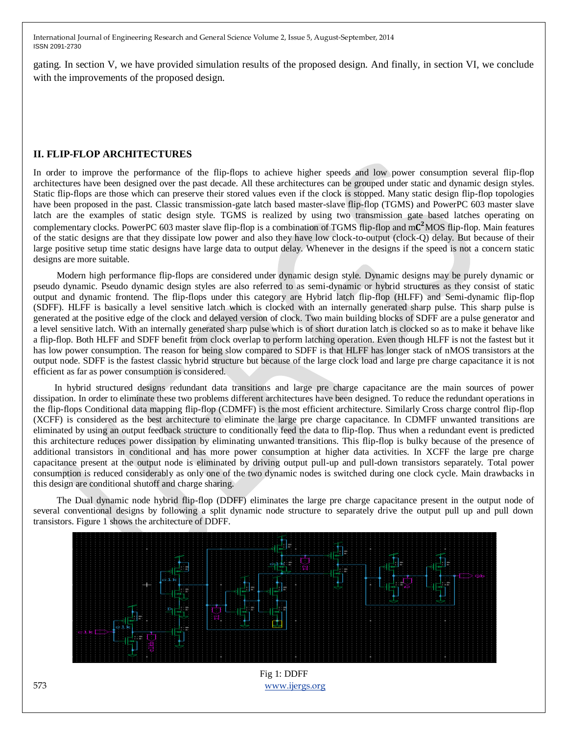gating. In section V, we have provided simulation results of the proposed design. And finally, in section VI, we conclude with the improvements of the proposed design.

## II. FLIP-FLOP ARCHITECTURES

In order to improve the performance of the flip-flops to achieve higher speeds and low power consumption several flip-flop architectures have been designed over the past decade. All these architectures can be grouped under static and dynamic design styles. Static flip-flops are those which can preserve their stored values even if the clock is stopped. Many static design flip-flop topologies have been proposed in the past. Classic transmission-gate latch based master-slave flip-flop (TGMS) and PowerPC 603 master slave latch are the examples of static design style. TGMS is realized by using two transmission gate based latches operating on complementary clocks. PowerPC 603 master slave flip-flop is a combination of TGMS flip-flop and m$\mathbf{C^2}$MOS flip-flop. Main features of the static designs are that they dissipate low power and also they have low clock-to-output (clock-Q) delay. But because of their large positive setup time static designs have large data to output delay. Whenever in the designs if the speed is not a concern static designs are more suitable.

Modern high performance flip-flops are considered under dynamic design style. Dynamic designs may be purely dynamic or pseudo dynamic. Pseudo dynamic design styles are also referred to as semi-dynamic or hybrid structures as they consist of static output and dynamic frontend. The flip-flops under this category are Hybrid latch flip-flop (HLFF) and Semi-dynamic flip-flop (SDFF). HLFF is basically a level sensitive latch which is clocked with an internally generated sharp pulse. This sharp pulse is generated at the positive edge of the clock and delayed version of clock. Two main building blocks of SDFF are a pulse generator and a level sensitive latch. With an internally generated sharp pulse which is of short duration latch is clocked so as to make it behave like a flip-flop. Both HLFF and SDFF benefit from clock overlap to perform latching operation. Even though HLFF is not the fastest but it has low power consumption. The reason for being slow compared to SDFF is that HLFF has longer stack of nMOS transistors at the output node. SDFF is the fastest classic hybrid structure but because of the large clock load and large pre charge capacitance it is not efficient as far as power consumption is considered.

In hybrid structured designs redundant data transitions and large pre charge capacitance are the main sources of power dissipation. In order to eliminate these two problems different architectures have been designed. To reduce the redundant operations in the flip-flops Conditional data mapping flip-flop (CDMFF) is the most efficient architecture. Similarly Cross charge control flip-flop (XCFF) is considered as the best architecture to eliminate the large pre charge capacitance. In CDMFF unwanted transitions are eliminated by using an output feedback structure to conditionally feed the data to flip-flop. Thus when a redundant event is predicted this architecture reduces power dissipation by eliminating unwanted transitions. This flip-flop is bulky because of the presence of additional transistors in conditional and has more power consumption at higher data activities. In XCFF the large pre charge capacitance present at the output node is eliminated by driving output pull-up and pull-down transistors separately. Total power consumption is reduced considerably as only one of the two dynamic nodes is switched during one clock cycle. Main drawbacks in this design are conditional shutoff and charge sharing.

The Dual dynamic node hybrid flip-flop (DDFF) eliminates the large pre charge capacitance present in the output node of several conventional designs by following a split dynamic node structure to separately drive the output pull up and pull down transistors. Figure 1 shows the architecture of DDFF.

Fig 1: DDFF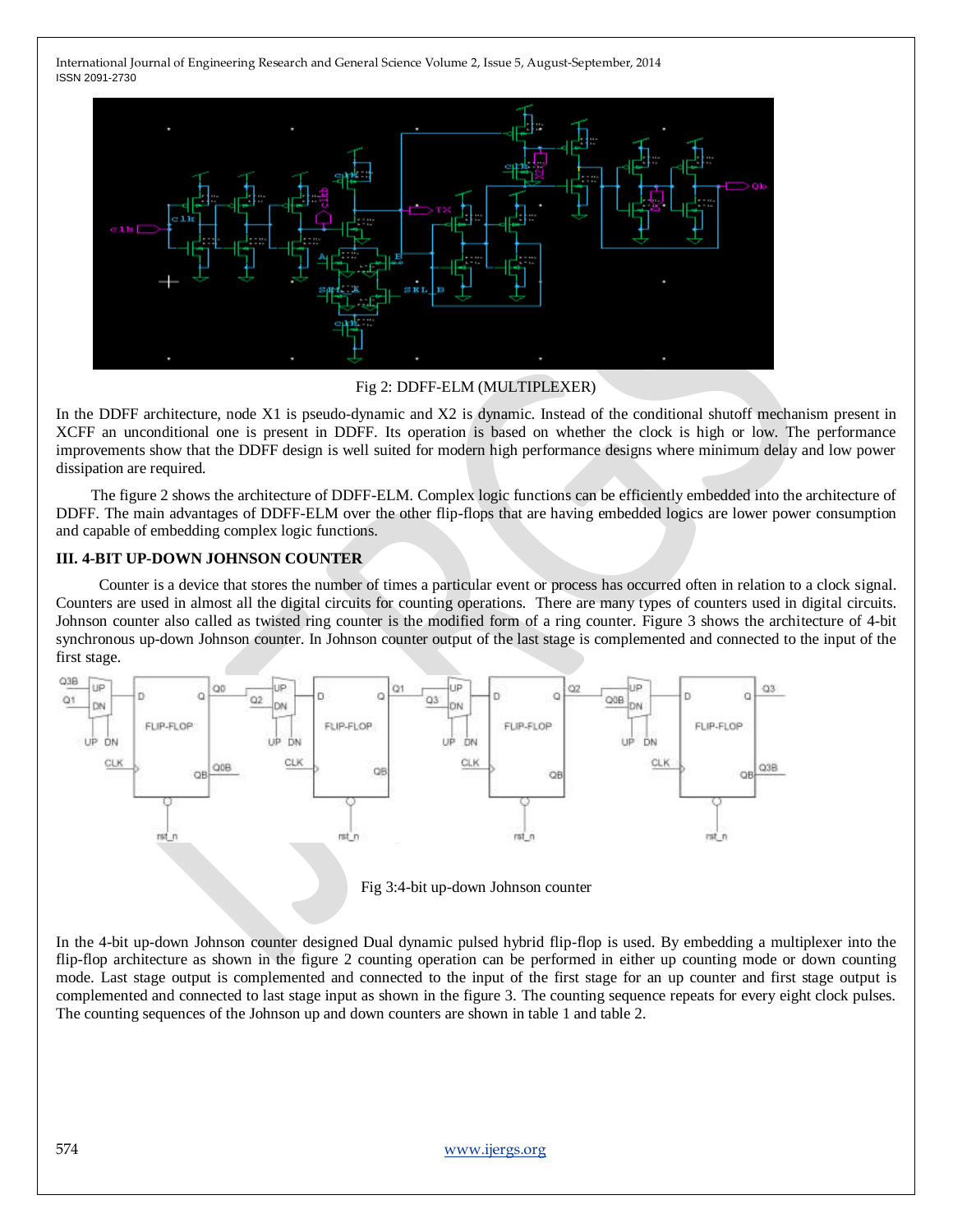Fig 2: DDFF-ELM (MULTIPLEXER)

In the DDFF architecture, node X1 is pseudo-dynamic and X2 is dynamic. Instead of the conditional shutoff mechanism present in XCFF an unconditional one is present in DDFF. Its operation is based on whether the clock is high or low. The performance improvements show that the DDFF design is well suited for modern high performance designs where minimum delay and low power dissipation are required.

The figure 2 shows the architecture of DDFF-ELM. Complex logic functions can be efficiently embedded into the architecture of DDFF. The main advantages of DDFF-ELM over the other flip-flops that are having embedded logics are lower power consumption and capable of embedding complex logic functions.

### III. 4-BIT UP-DOWN JOHNSON COUNTER

Counter is a device that stores the number of times a particular event or process has occurred often in relation to a clock signal. Counters are used in almost all the digital circuits for counting operations. There are many types of counters used in digital circuits. Johnson counter also called as twisted ring counter is the modified form of a ring counter. Figure 3 shows the architecture of 4-bit synchronous up-down Johnson counter. In Johnson counter output of the last stage is complemented and connected to the input of the first stage.

Fig 3:4-bit up-down Johnson counter

In the 4-bit up-down Johnson counter designed Dual dynamic pulsed hybrid flip-flop is used. By embedding a multiplexer into the flip-flop architecture as shown in the figure 2 counting operation can be performed in either up counting mode or down counting mode. Last stage output is complemented and connected to the input of the first stage for an up counter and first stage output is complemented and connected to last stage input as shown in the figure 3. The counting sequence repeats for every eight clock pulses. The counting sequences of the Johnson up and down counters are shown in table 1 and table 2.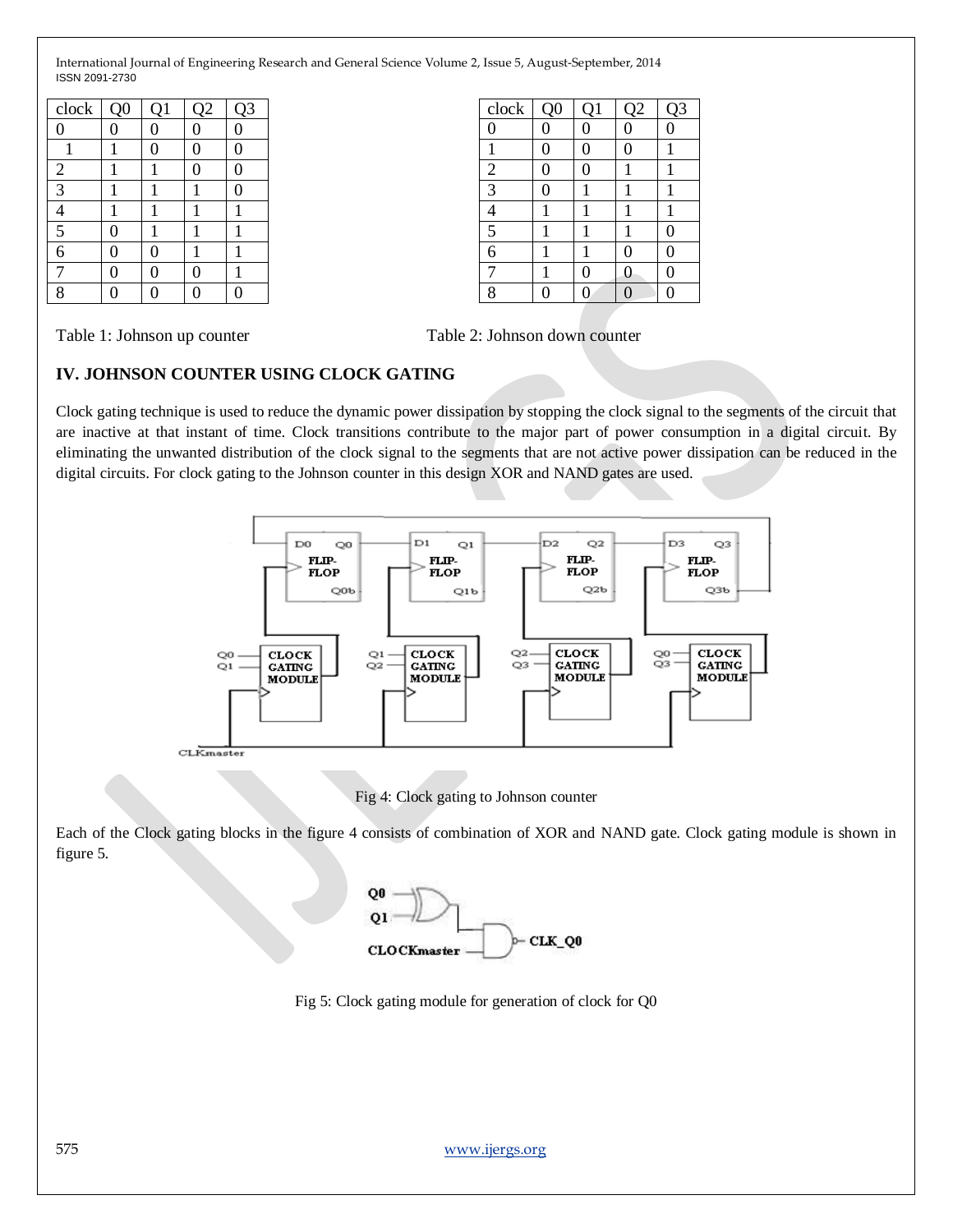| clock | Q0 | Q1 | Q2 | Q3 |
|---|---|---|---|---|
| 0 | 0 | 0 | 0 | 0 |
| 1 | 1 | 0 | 0 | 0 |
| 2 | 1 | 1 | 0 | 0 |
| 3 | 1 | 1 | 1 | 0 |
| 4 | 1 | 1 | 1 | 1 |
| 5 | 0 | 1 | 1 | 1 |
| 6 | 0 | 0 | 1 | 1 |
| 7 | 0 | 0 | 0 | 1 |
| 8 | 0 | 0 | 0 | 0 |

Table 1: Johnson up counter

| clock | Q0 | Q1 | Q2 | Q3 |
|---|---|---|---|---|
| 0 | 0 | 0 | 0 | 0 |
| 1 | 0 | 0 | 0 | 1 |
| 2 | 0 | 0 | 1 | 1 |
| 3 | 0 | 1 | 1 | 1 |
| 4 | 1 | 1 | 1 | 1 |
| 5 | 1 | 1 | 1 | 0 |
| 6 | 1 | 1 | 0 | 0 |
| 7 | 1 | 0 | 0 | 0 |
| 8 | 0 | 0 | 0 | 0 |

Table 2: Johnson down counter

## IV. JOHNSON COUNTER USING CLOCK GATING

Clock gating technique is used to reduce the dynamic power dissipation by stopping the clock signal to the segments of the circuit that are inactive at that instant of time. Clock transitions contribute to the major part of power consumption in a digital circuit. By eliminating the unwanted distribution of the clock signal to the segments that are not active power dissipation can be reduced in the digital circuits. For clock gating to the Johnson counter in this design XOR and NAND gates are used.

Fig 4: Clock gating to Johnson counter

Each of the Clock gating blocks in the figure 4 consists of combination of XOR and NAND gate. Clock gating module is shown in figure 5.

Fig 5: Clock gating module for generation of clock for Q0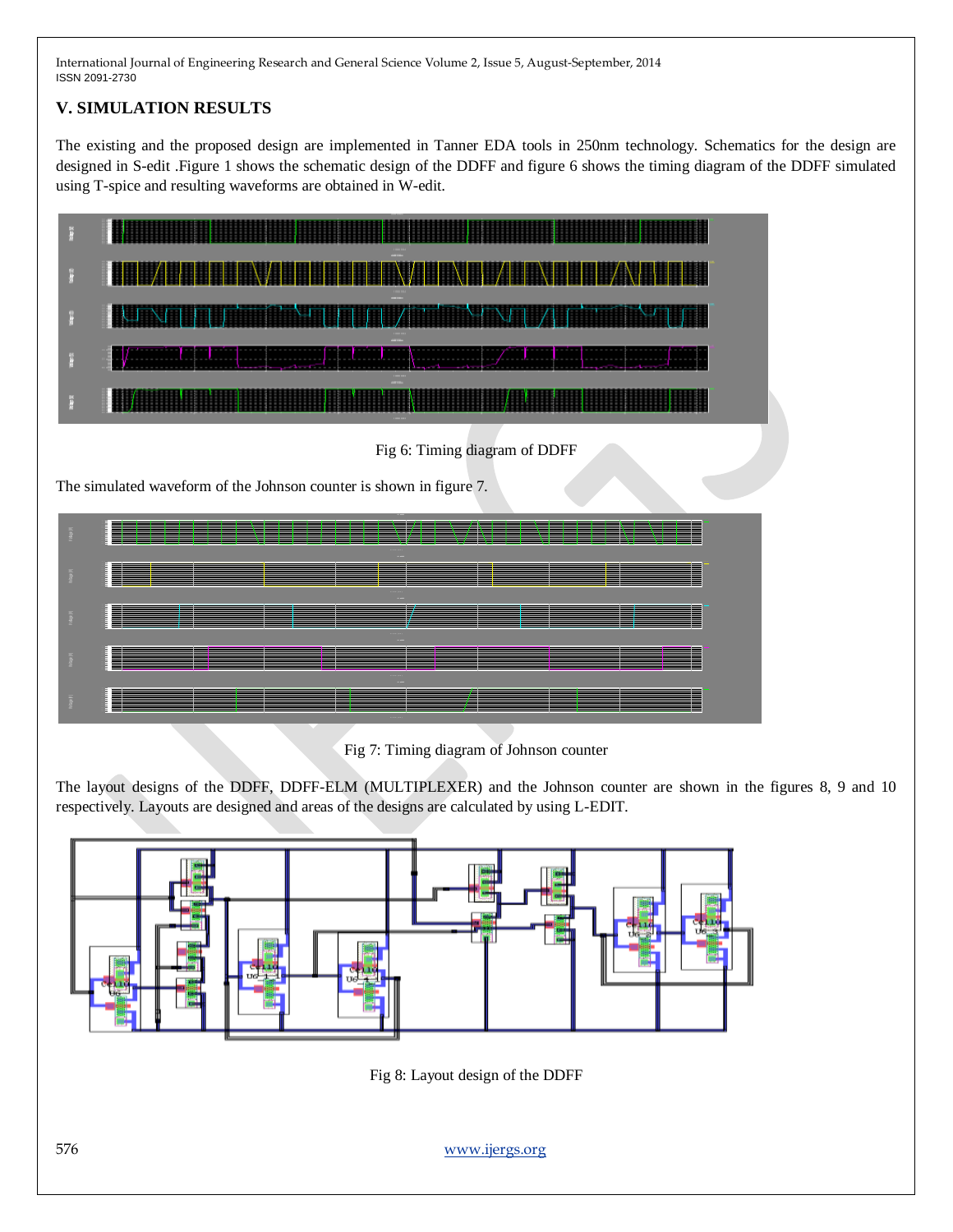## V. SIMULATION RESULTS

The existing and the proposed design are implemented in Tanner EDA tools in 250nm technology. Schematics for the design are designed in S-edit .Figure 1 shows the schematic design of the DDFF and figure 6 shows the timing diagram of the DDFF simulated using T-spice and resulting waveforms are obtained in W-edit.

Fig 6: Timing diagram of DDFF

The simulated waveform of the Johnson counter is shown in figure 7.

Fig 7: Timing diagram of Johnson counter

The layout designs of the DDFF, DDFF-ELM (MULTIPLEXER) and the Johnson counter are shown in the figures 8, 9 and 10 respectively. Layouts are designed and areas of the designs are calculated by using L-EDIT.

Fig 8: Layout design of the DDFF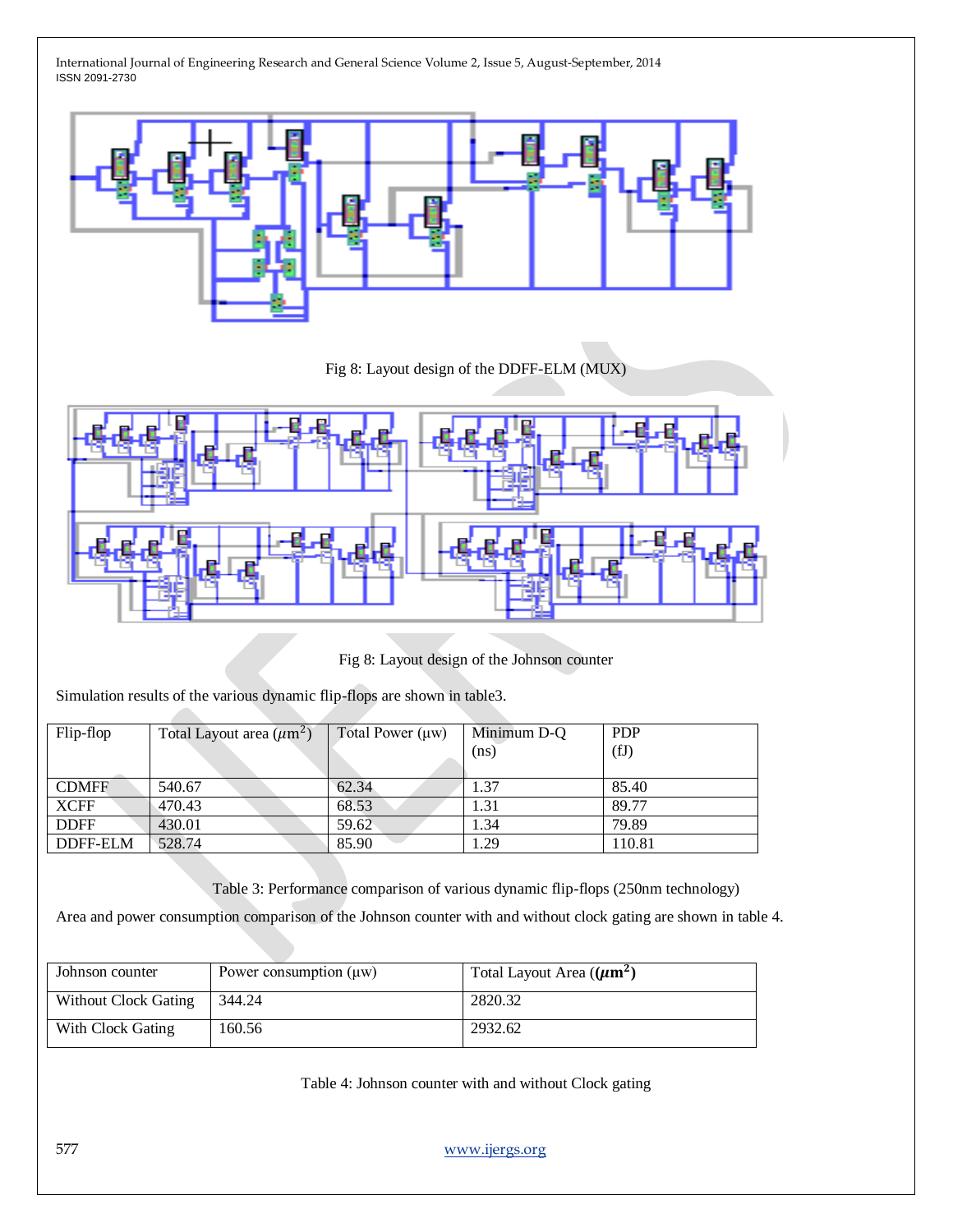Fig 8: Layout design of the DDFF-ELM (MUX)

Fig 8: Layout design of the Johnson counter

Simulation results of the various dynamic flip-flops are shown in table3.

| Flip-flop | Total Layout area ($\mu m^2$) | Total Power (µw) | Minimum D-Q (ns) | PDP (fJ) |
|---|---|---|---|---|
| CDMFF | 540.67 | 62.34 | 1.37 | 85.40 |
| XCFF | 470.43 | 68.53 | 1.31 | 89.77 |
| DDFF | 430.01 | 59.62 | 1.34 | 79.89 |
| DDFF-ELM | 528.74 | 85.90 | 1.29 | 110.81 |

Table 3: Performance comparison of various dynamic flip-flops (250nm technology)

Area and power consumption comparison of the Johnson counter with and without clock gating are shown in table 4.

| Johnson counter | Power consumption (µw) | Total Layout Area (($\boldsymbol{\mu}\mathbf{m^2}$)) |
|---|---|---|
| Without Clock Gating | 344.24 | 2820.32 |
| With Clock Gating | 160.56 | 2932.62 |

Table 4: Johnson counter with and without Clock gating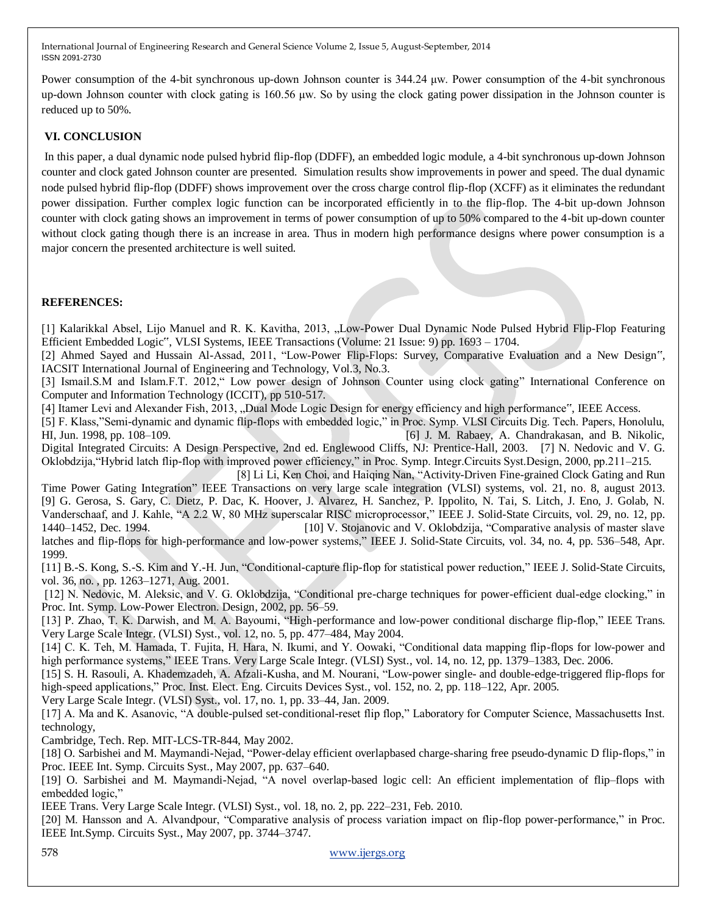Power consumption of the 4-bit synchronous up-down Johnson counter is 344.24 μw. Power consumption of the 4-bit synchronous up-down Johnson counter with clock gating is 160.56 μw. So by using the clock gating power dissipation in the Johnson counter is reduced up to 50%.

## VI. CONCLUSION

In this paper, a dual dynamic node pulsed hybrid flip-flop (DDFF), an embedded logic module, a 4-bit synchronous up-down Johnson counter and clock gated Johnson counter are presented. Simulation results show improvements in power and speed. The dual dynamic node pulsed hybrid flip-flop (DDFF) shows improvement over the cross charge control flip-flop (XCFF) as it eliminates the redundant power dissipation. Further complex logic function can be incorporated efficiently in to the flip-flop. The 4-bit up-down Johnson counter with clock gating shows an improvement in terms of power consumption of up to 50% compared to the 4-bit up-down counter without clock gating though there is an increase in area. Thus in modern high performance designs where power consumption is a major concern the presented architecture is well suited.

## REFERENCES:

[1] Kalarikkal Absel, Lijo Manuel and R. K. Kavitha, 2013, „Low-Power Dual Dynamic Node Pulsed Hybrid Flip-Flop Featuring Efficient Embedded Logic", VLSI Systems, IEEE Transactions (Volume: 21 Issue: 9) pp. 1693 – 1704.

[2] Ahmed Sayed and Hussain Al-Assad, 2011, "Low-Power Flip-Flops: Survey, Comparative Evaluation and a New Design", IACSIT International Journal of Engineering and Technology, Vol.3, No.3.

[3] Ismail.S.M and Islam.F.T. 2012," Low power design of Johnson Counter using clock gating" International Conference on Computer and Information Technology (ICCIT), pp 510-517.

[4] Itamer Levi and Alexander Fish, 2013, „Dual Mode Logic Design for energy efficiency and high performance", IEEE Access.

[5] F. Klass,"Semi-dynamic and dynamic flip-flops with embedded logic," in Proc. Symp. VLSI Circuits Dig. Tech. Papers, Honolulu, HI, Jun. 1998, pp. 108–109.

[6] J. M. Rabaey, A. Chandrakasan, and B. Nikolic, Digital Integrated Circuits: A Design Perspective, 2nd ed. Englewood Cliffs, NJ: Prentice-Hall, 2003.

[7] N. Nedovic and V. G. Oklobdzija,"Hybrid latch flip-flop with improved power efficiency," in Proc. Symp. Integr.Circuits Syst.Design, 2000, pp.211–215.

[8] Li Li, Ken Choi, and Haiqing Nan, "Activity-Driven Fine-grained Clock Gating and Run Time Power Gating Integration" IEEE Transactions on very large scale integration (VLSI) systems, vol. 21, no. 8, august 2013.

[9] G. Gerosa, S. Gary, C. Dietz, P. Dac, K. Hoover, J. Alvarez, H. Sanchez, P. Ippolito, N. Tai, S. Litch, J. Eno, J. Golab, N. Vanderschaaf, and J. Kahle, "A 2.2 W, 80 MHz superscalar RISC microprocessor," IEEE J. Solid-State Circuits, vol. 29, no. 12, pp. 1440–1452, Dec. 1994.

[10] V. Stojanovic and V. Oklobdzija, "Comparative analysis of master slave latches and flip-flops for high-performance and low-power systems," IEEE J. Solid-State Circuits, vol. 34, no. 4, pp. 536–548, Apr. 1999.

[11] B.-S. Kong, S.-S. Kim and Y.-H. Jun, "Conditional-capture flip-flop for statistical power reduction," IEEE J. Solid-State Circuits, vol. 36, no. , pp. 1263–1271, Aug. 2001.

[12] N. Nedovic, M. Aleksic, and V. G. Oklobdzija, "Conditional pre-charge techniques for power-efficient dual-edge clocking," in Proc. Int. Symp. Low-Power Electron. Design, 2002, pp. 56–59.

[13] P. Zhao, T. K. Darwish, and M. A. Bayoumi, "High-performance and low-power conditional discharge flip-flop," IEEE Trans. Very Large Scale Integr. (VLSI) Syst., vol. 12, no. 5, pp. 477–484, May 2004.

[14] C. K. Teh, M. Hamada, T. Fujita, H. Hara, N. Ikumi, and Y. Oowaki, "Conditional data mapping flip-flops for low-power and high performance systems," IEEE Trans. Very Large Scale Integr. (VLSI) Syst., vol. 14, no. 12, pp. 1379–1383, Dec. 2006.

[15] S. H. Rasouli, A. Khademzadeh, A. Afzali-Kusha, and M. Nourani, "Low-power single- and double-edge-triggered flip-flops for high-speed applications," Proc. Inst. Elect. Eng. Circuits Devices Syst., vol. 152, no. 2, pp. 118–122, Apr. 2005.

Very Large Scale Integr. (VLSI) Syst., vol. 17, no. 1, pp. 33–44, Jan. 2009.

[17] A. Ma and K. Asanovic, "A double-pulsed set-conditional-reset flip flop," Laboratory for Computer Science, Massachusetts Inst. technology,

Cambridge, Tech. Rep. MIT-LCS-TR-844, May 2002.

[18] O. Sarbishei and M. Maymandi-Nejad, "Power-delay efficient overlapbased charge-sharing free pseudo-dynamic D flip-flops," in Proc. IEEE Int. Symp. Circuits Syst., May 2007, pp. 637–640.

[19] O. Sarbishei and M. Maymandi-Nejad, "A novel overlap-based logic cell: An efficient implementation of flip–flops with embedded logic,"

IEEE Trans. Very Large Scale Integr. (VLSI) Syst., vol. 18, no. 2, pp. 222–231, Feb. 2010.

[20] M. Hansson and A. Alvandpour, "Comparative analysis of process variation impact on flip-flop power-performance," in Proc. IEEE Int.Symp. Circuits Syst., May 2007, pp. 3744–3747.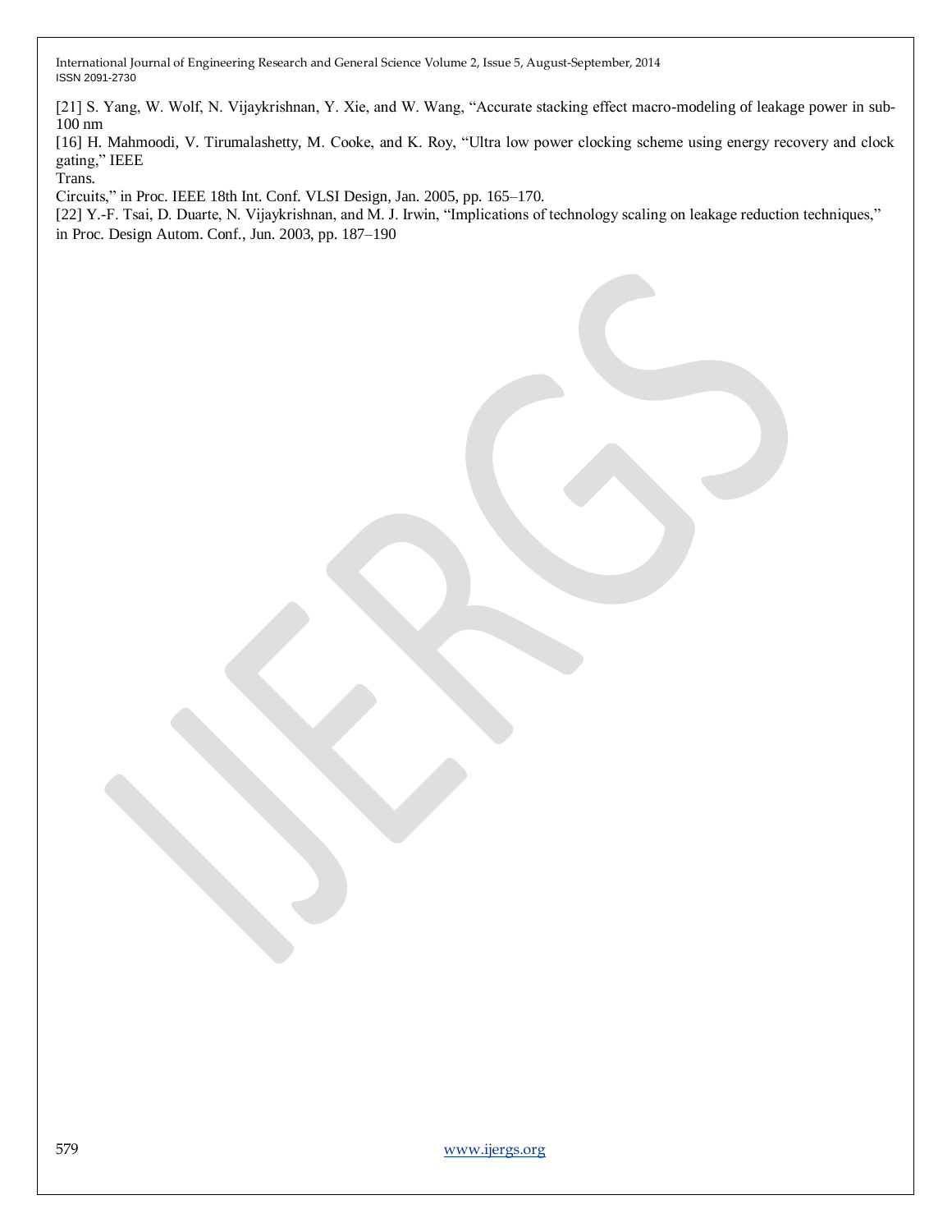[21] S. Yang, W. Wolf, N. Vijaykrishnan, Y. Xie, and W. Wang, "Accurate stacking effect macro-modeling of leakage power in sub-100 nm

[16] H. Mahmoodi, V. Tirumalashetty, M. Cooke, and K. Roy, "Ultra low power clocking scheme using energy recovery and clock gating," IEEE

Trans.

Circuits," in Proc. IEEE 18th Int. Conf. VLSI Design, Jan. 2005, pp. 165–170.

[22] Y.-F. Tsai, D. Duarte, N. Vijaykrishnan, and M. J. Irwin, "Implications of technology scaling on leakage reduction techniques," in Proc. Design Autom. Conf., Jun. 2003, pp. 187–190